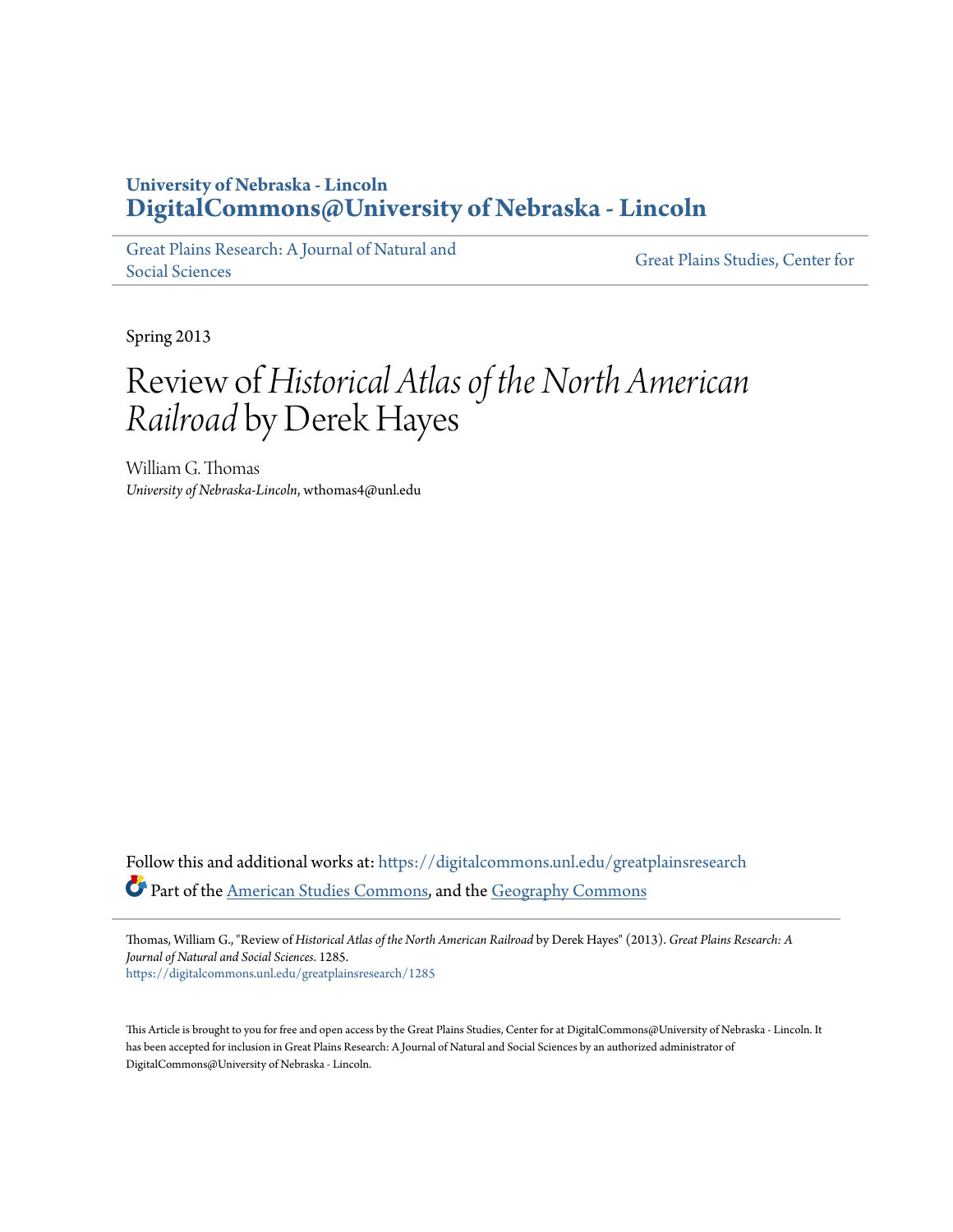University of Nebraska - Lincoln
**DigitalCommons@University of Nebraska - Lincoln**

Great Plains Research: A Journal of Natural and Social Sciences

Great Plains Studies, Center for

Spring 2013

# Review of *Historical Atlas of the North American Railroad* by Derek Hayes

William G. Thomas
*University of Nebraska-Lincoln*, wthomas4@unl.edu

Follow this and additional works at: https://digitalcommons.unl.edu/greatplainsresearch

Part of the American Studies Commons, and the Geography Commons

Thomas, William G., "Review of *Historical Atlas of the North American Railroad* by Derek Hayes" (2013). *Great Plains Research: A Journal of Natural and Social Sciences*. 1285.
https://digitalcommons.unl.edu/greatplainsresearch/1285

This Article is brought to you for free and open access by the Great Plains Studies, Center for at DigitalCommons@University of Nebraska - Lincoln. It has been accepted for inclusion in Great Plains Research: A Journal of Natural and Social Sciences by an authorized administrator of DigitalCommons@University of Nebraska - Lincoln.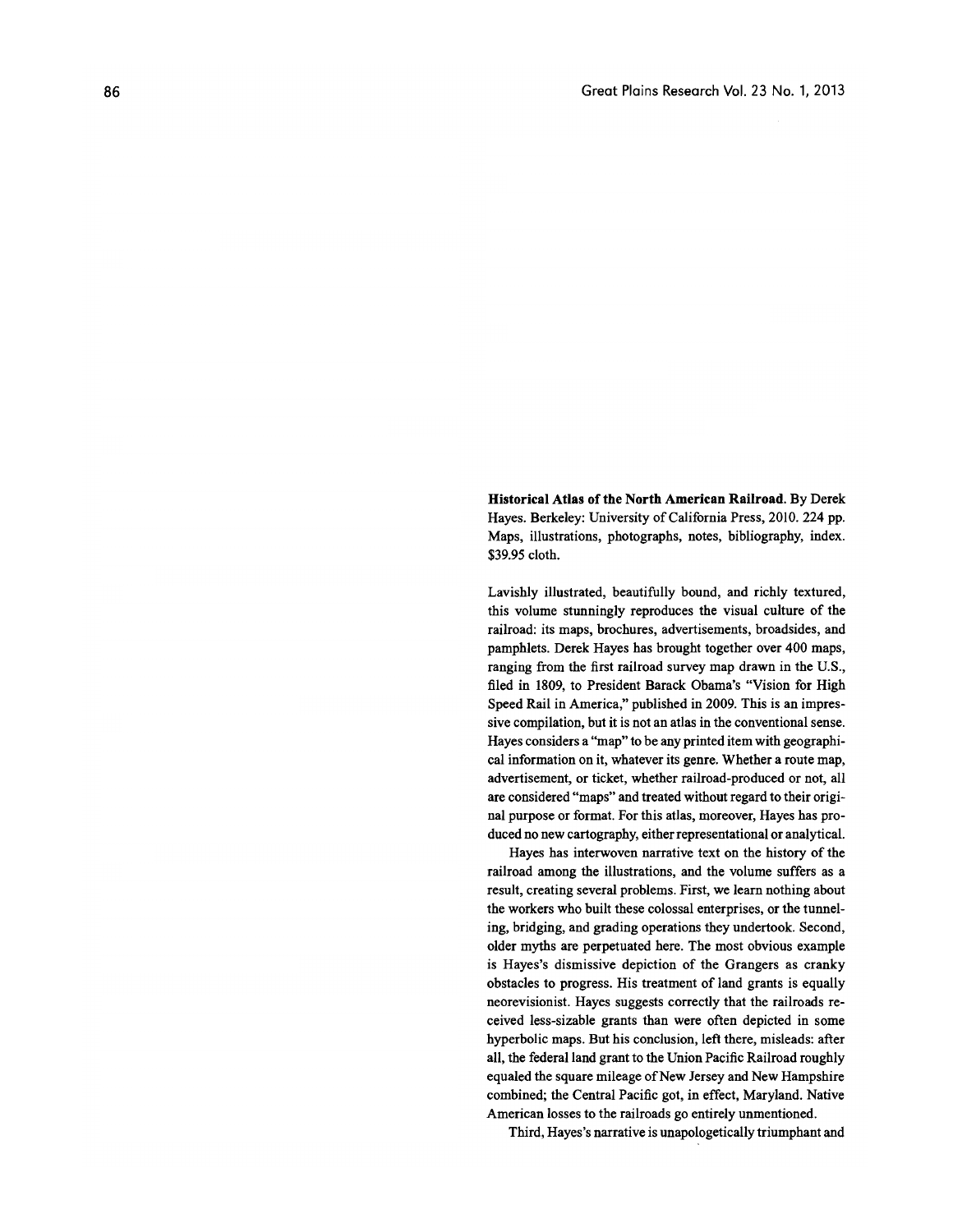**Historical Atlas of the North American Railroad.** By Derek Hayes. Berkeley: University of California Press, 2010. 224 pp. Maps, illustrations, photographs, notes, bibliography, index. $39.95 cloth.

Lavishly illustrated, beautifully bound, and richly textured, this volume stunningly reproduces the visual culture of the railroad: its maps, brochures, advertisements, broadsides, and pamphlets. Derek Hayes has brought together over 400 maps, ranging from the first railroad survey map drawn in the U.S., filed in 1809, to President Barack Obama's "Vision for High Speed Rail in America," published in 2009. This is an impressive compilation, but it is not an atlas in the conventional sense. Hayes considers a "map" to be any printed item with geographical information on it, whatever its genre. Whether a route map, advertisement, or ticket, whether railroad-produced or not, all are considered "maps" and treated without regard to their original purpose or format. For this atlas, moreover, Hayes has produced no new cartography, either representational or analytical.

Hayes has interwoven narrative text on the history of the railroad among the illustrations, and the volume suffers as a result, creating several problems. First, we learn nothing about the workers who built these colossal enterprises, or the tunneling, bridging, and grading operations they undertook. Second, older myths are perpetuated here. The most obvious example is Hayes's dismissive depiction of the Grangers as cranky obstacles to progress. His treatment of land grants is equally neorevisionist. Hayes suggests correctly that the railroads received less-sizable grants than were often depicted in some hyperbolic maps. But his conclusion, left there, misleads: after all, the federal land grant to the Union Pacific Railroad roughly equaled the square mileage of New Jersey and New Hampshire combined; the Central Pacific got, in effect, Maryland. Native American losses to the railroads go entirely unmentioned.

Third, Hayes's narrative is unapologetically triumphant and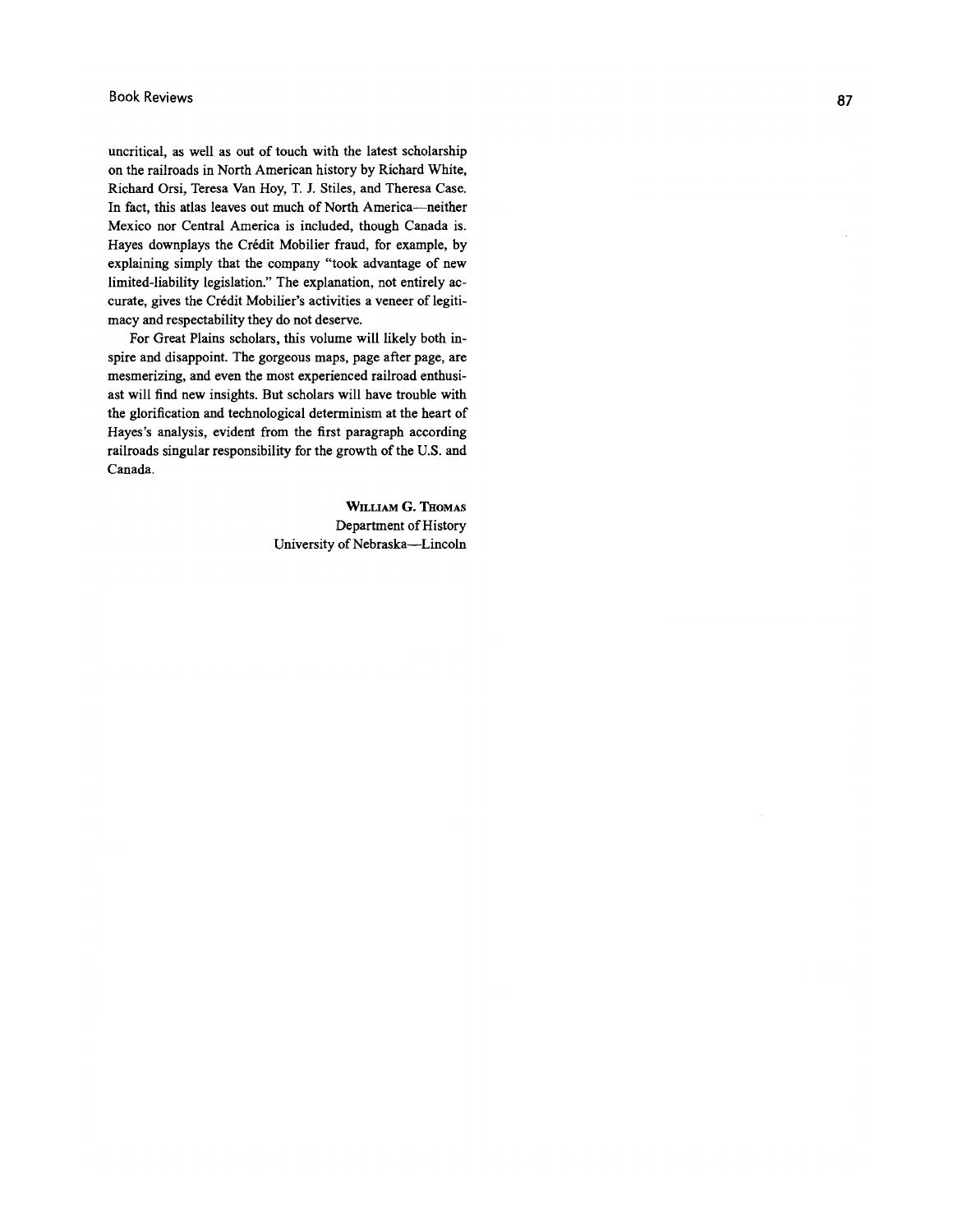uncritical, as well as out of touch with the latest scholarship on the railroads in North American history by Richard White, Richard Orsi, Teresa Van Hoy, T. J. Stiles, and Theresa Case. In fact, this atlas leaves out much of North America—neither Mexico nor Central America is included, though Canada is. Hayes downplays the Crédit Mobilier fraud, for example, by explaining simply that the company "took advantage of new limited-liability legislation." The explanation, not entirely accurate, gives the Crédit Mobilier's activities a veneer of legitimacy and respectability they do not deserve.

For Great Plains scholars, this volume will likely both inspire and disappoint. The gorgeous maps, page after page, are mesmerizing, and even the most experienced railroad enthusiast will find new insights. But scholars will have trouble with the glorification and technological determinism at the heart of Hayes's analysis, evident from the first paragraph according railroads singular responsibility for the growth of the U.S. and Canada.

**William G. Thomas**
Department of History
University of Nebraska—Lincoln